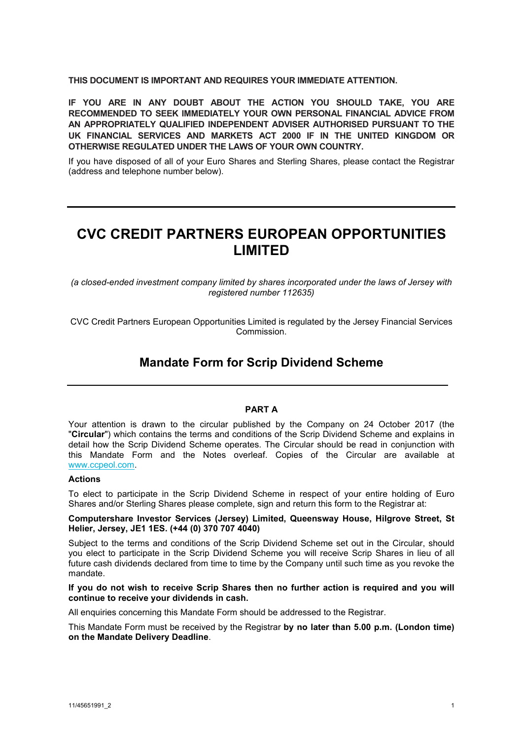**THIS DOCUMENT IS IMPORTANT AND REQUIRES YOUR IMMEDIATE ATTENTION.**

**IF YOU ARE IN ANY DOUBT ABOUT THE ACTION YOU SHOULD TAKE, YOU ARE RECOMMENDED TO SEEK IMMEDIATELY YOUR OWN PERSONAL FINANCIAL ADVICE FROM AN APPROPRIATELY QUALIFIED INDEPENDENT ADVISER AUTHORISED PURSUANT TO THE UK FINANCIAL SERVICES AND MARKETS ACT 2000 IF IN THE UNITED KINGDOM OR OTHERWISE REGULATED UNDER THE LAWS OF YOUR OWN COUNTRY.**

If you have disposed of all of your Euro Shares and Sterling Shares, please contact the Registrar (address and telephone number below).

---

# CVC CREDIT PARTNERS EUROPEAN OPPORTUNITIES LIMITED

*(a closed-ended investment company limited by shares incorporated under the laws of Jersey with registered number 112635)*

CVC Credit Partners European Opportunities Limited is regulated by the Jersey Financial Services Commission.

## Mandate Form for Scrip Dividend Scheme

---

### PART A

Your attention is drawn to the circular published by the Company on 24 October 2017 (the "**Circular**") which contains the terms and conditions of the Scrip Dividend Scheme and explains in detail how the Scrip Dividend Scheme operates. The Circular should be read in conjunction with this Mandate Form and the Notes overleaf. Copies of the Circular are available at www.ccpeol.com.

**Actions**

To elect to participate in the Scrip Dividend Scheme in respect of your entire holding of Euro Shares and/or Sterling Shares please complete, sign and return this form to the Registrar at:

**Computershare Investor Services (Jersey) Limited, Queensway House, Hilgrove Street, St Helier, Jersey, JE1 1ES. (+44 (0) 370 707 4040)**

Subject to the terms and conditions of the Scrip Dividend Scheme set out in the Circular, should you elect to participate in the Scrip Dividend Scheme you will receive Scrip Shares in lieu of all future cash dividends declared from time to time by the Company until such time as you revoke the mandate.

**If you do not wish to receive Scrip Shares then no further action is required and you will continue to receive your dividends in cash.**

All enquiries concerning this Mandate Form should be addressed to the Registrar.

This Mandate Form must be received by the Registrar **by no later than 5.00 p.m. (London time) on the Mandate Delivery Deadline**.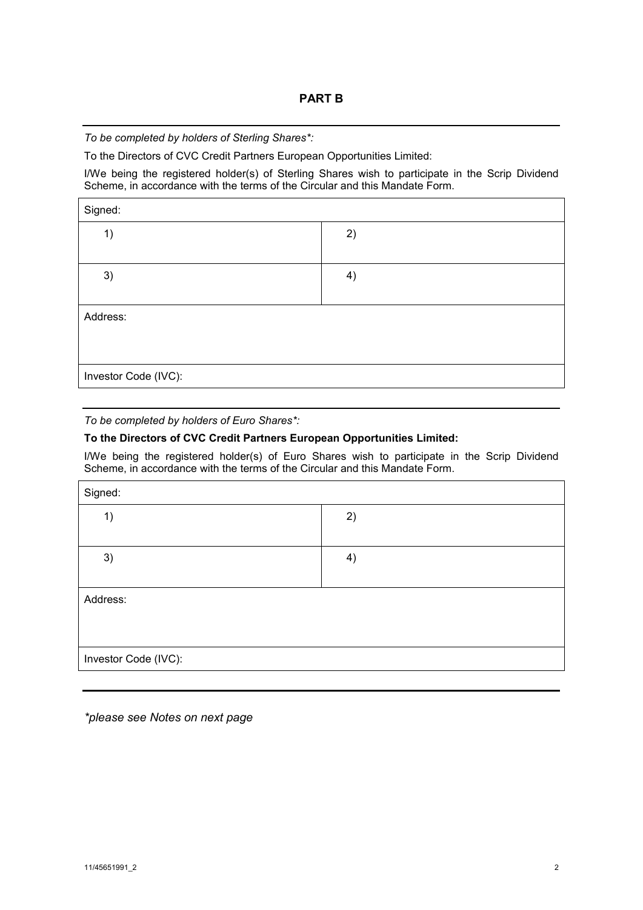## PART B

*To be completed by holders of Sterling Shares\*:*

To the Directors of CVC Credit Partners European Opportunities Limited:

I/We being the registered holder(s) of Sterling Shares wish to participate in the Scrip Dividend Scheme, in accordance with the terms of the Circular and this Mandate Form.

| Signed: | |
|---|---|
| 1) | 2) |
| 3) | 4) |
| Address: | |
| Investor Code (IVC): | |

*To be completed by holders of Euro Shares\*:*

**To the Directors of CVC Credit Partners European Opportunities Limited:**

I/We being the registered holder(s) of Euro Shares wish to participate in the Scrip Dividend Scheme, in accordance with the terms of the Circular and this Mandate Form.

| Signed: | |
|---|---|
| 1) | 2) |
| 3) | 4) |
| Address: | |
| Investor Code (IVC): | |

*\*please see Notes on next page*

11/45651991_2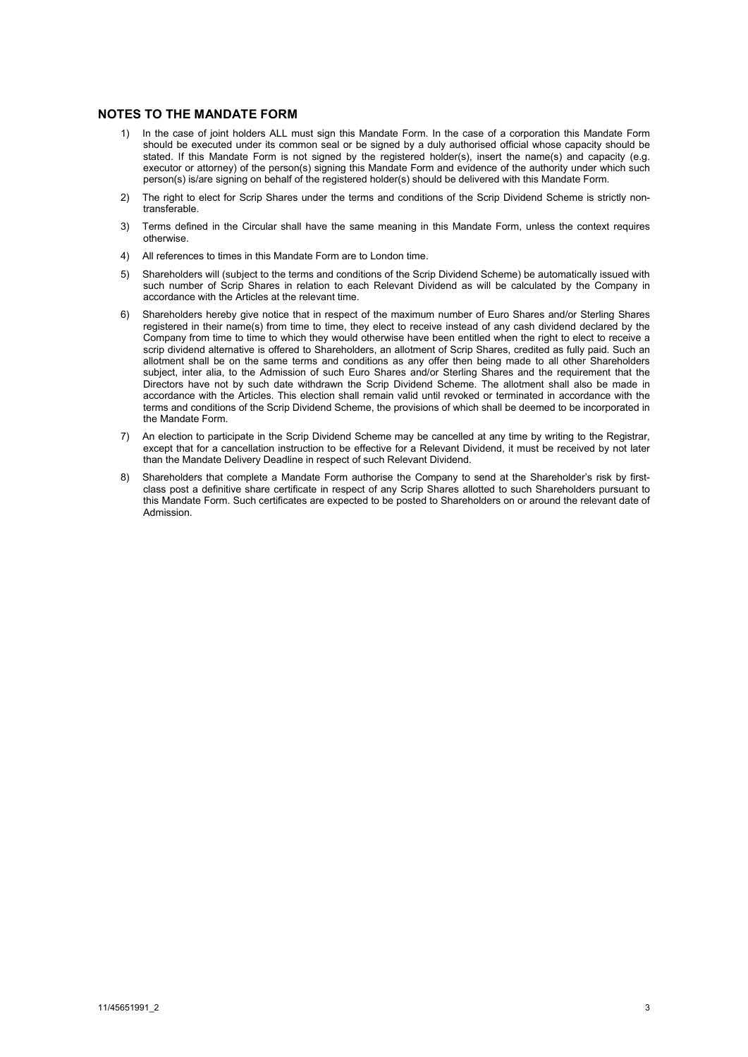## NOTES TO THE MANDATE FORM

1) In the case of joint holders ALL must sign this Mandate Form. In the case of a corporation this Mandate Form should be executed under its common seal or be signed by a duly authorised official whose capacity should be stated. If this Mandate Form is not signed by the registered holder(s), insert the name(s) and capacity (e.g. executor or attorney) of the person(s) signing this Mandate Form and evidence of the authority under which such person(s) is/are signing on behalf of the registered holder(s) should be delivered with this Mandate Form.

2) The right to elect for Scrip Shares under the terms and conditions of the Scrip Dividend Scheme is strictly non-transferable.

3) Terms defined in the Circular shall have the same meaning in this Mandate Form, unless the context requires otherwise.

4) All references to times in this Mandate Form are to London time.

5) Shareholders will (subject to the terms and conditions of the Scrip Dividend Scheme) be automatically issued with such number of Scrip Shares in relation to each Relevant Dividend as will be calculated by the Company in accordance with the Articles at the relevant time.

6) Shareholders hereby give notice that in respect of the maximum number of Euro Shares and/or Sterling Shares registered in their name(s) from time to time, they elect to receive instead of any cash dividend declared by the Company from time to time to which they would otherwise have been entitled when the right to elect to receive a scrip dividend alternative is offered to Shareholders, an allotment of Scrip Shares, credited as fully paid. Such an allotment shall be on the same terms and conditions as any offer then being made to all other Shareholders subject, inter alia, to the Admission of such Euro Shares and/or Sterling Shares and the requirement that the Directors have not by such date withdrawn the Scrip Dividend Scheme. The allotment shall also be made in accordance with the Articles. This election shall remain valid until revoked or terminated in accordance with the terms and conditions of the Scrip Dividend Scheme, the provisions of which shall be deemed to be incorporated in the Mandate Form.

7) An election to participate in the Scrip Dividend Scheme may be cancelled at any time by writing to the Registrar, except that for a cancellation instruction to be effective for a Relevant Dividend, it must be received by not later than the Mandate Delivery Deadline in respect of such Relevant Dividend.

8) Shareholders that complete a Mandate Form authorise the Company to send at the Shareholder's risk by first-class post a definitive share certificate in respect of any Scrip Shares allotted to such Shareholders pursuant to this Mandate Form. Such certificates are expected to be posted to Shareholders on or around the relevant date of Admission.